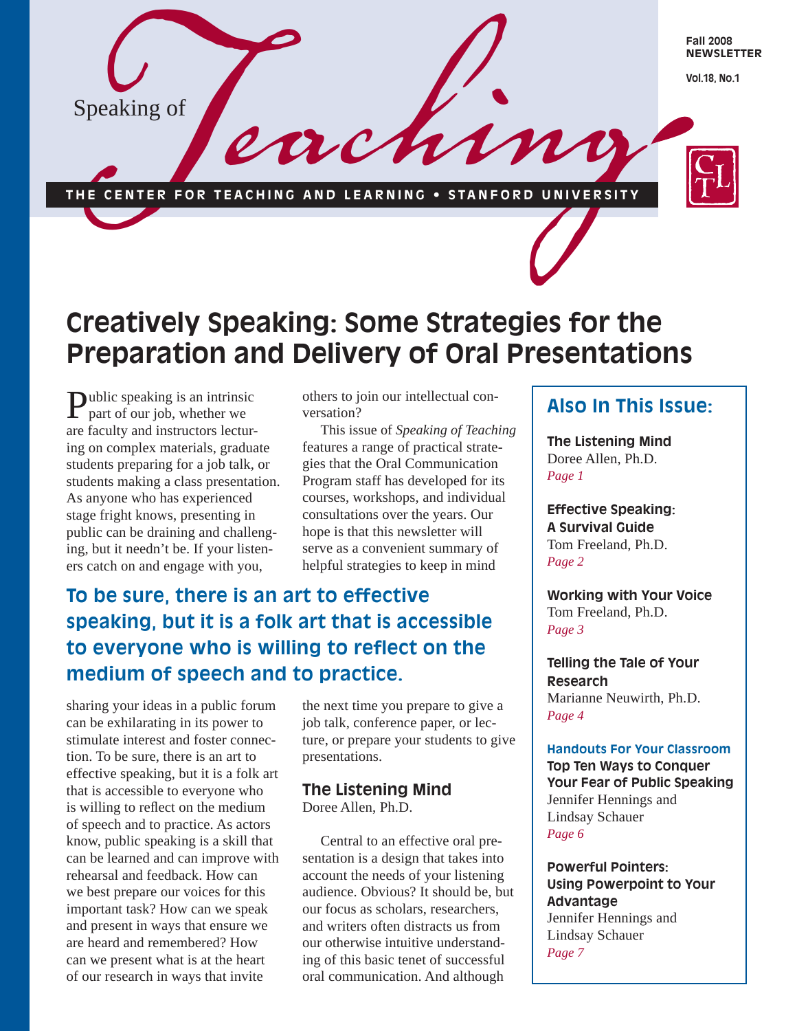# Speaking of Teaching

THE CENTER FOR TEACHING AND LEARNING • STANFORD UNIVERSITY

Fall 2008 NEWSLETTER

Vol.18, No.1

## Creatively Speaking: Some Strategies for the Preparation and Delivery of Oral Presentations

Public speaking is an intrinsic part of our job, whether we are faculty and instructors lecturing on complex materials, graduate students preparing for a job talk, or students making a class presentation. As anyone who has experienced stage fright knows, presenting in public can be draining and challenging, but it needn't be. If your listeners catch on and engage with you, sharing your ideas in a public forum can be exhilarating in its power to stimulate interest and foster connection. To be sure, there is an art to effective speaking, but it is a folk art that is accessible to everyone who is willing to reflect on the medium of speech and to practice. As actors know, public speaking is a skill that can be learned and can improve with rehearsal and feedback. How can we best prepare our voices for this important task? How can we speak and present in ways that ensure we are heard and remembered? How can we present what is at the heart of our research in ways that invite others to join our intellectual conversation?

This issue of *Speaking of Teaching* features a range of practical strategies that the Oral Communication Program staff has developed for its courses, workshops, and individual consultations over the years. Our hope is that this newsletter will serve as a convenient summary of helpful strategies to keep in mind the next time you prepare to give a job talk, conference paper, or lecture, or prepare your students to give presentations.

**To be sure, there is an art to effective speaking, but it is a folk art that is accessible to everyone who is willing to reflect on the medium of speech and to practice.**

### The Listening Mind

Doree Allen, Ph.D.

Central to an effective oral presentation is a design that takes into account the needs of your listening audience. Obvious? It should be, but our focus as scholars, researchers, and writers often distracts us from our otherwise intuitive understanding of this basic tenet of successful oral communication. And although

---

### Also In This Issue:

**The Listening Mind**
Doree Allen, Ph.D.
*Page 1*

**Effective Speaking: A Survival Guide**
Tom Freeland, Ph.D.
*Page 2*

**Working with Your Voice**
Tom Freeland, Ph.D.
*Page 3*

**Telling the Tale of Your Research**
Marianne Neuwirth, Ph.D.
*Page 4*

**Handouts For Your Classroom**

**Top Ten Ways to Conquer Your Fear of Public Speaking**
Jennifer Hennings and Lindsay Schauer
*Page 6*

**Powerful Pointers: Using Powerpoint to Your Advantage**
Jennifer Hennings and Lindsay Schauer
*Page 7*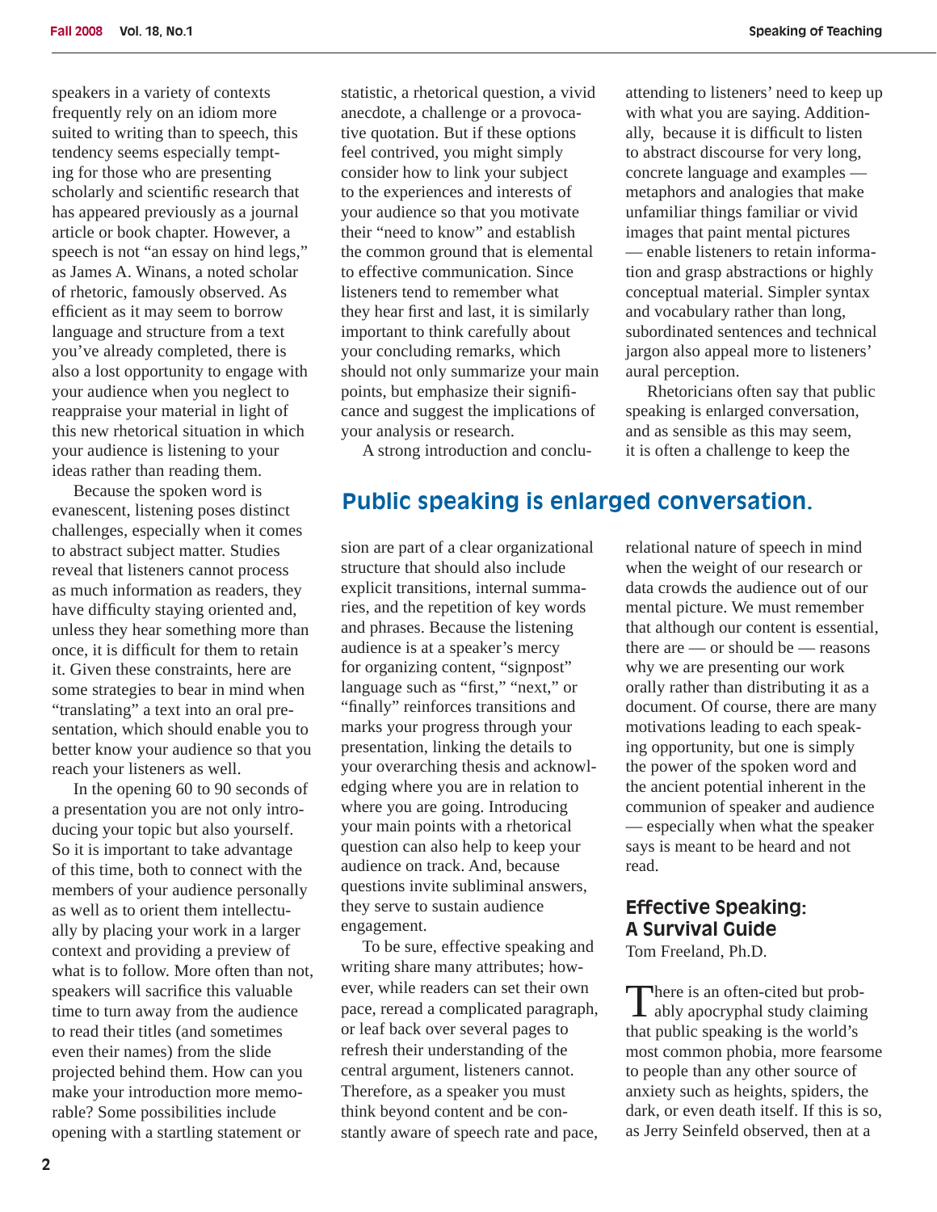speakers in a variety of contexts frequently rely on an idiom more suited to writing than to speech, this tendency seems especially tempting for those who are presenting scholarly and scientific research that has appeared previously as a journal article or book chapter. However, a speech is not "an essay on hind legs," as James A. Winans, a noted scholar of rhetoric, famously observed. As efficient as it may seem to borrow language and structure from a text you've already completed, there is also a lost opportunity to engage with your audience when you neglect to reappraise your material in light of this new rhetorical situation in which your audience is listening to your ideas rather than reading them.

Because the spoken word is evanescent, listening poses distinct challenges, especially when it comes to abstract subject matter. Studies reveal that listeners cannot process as much information as readers, they have difficulty staying oriented and, unless they hear something more than once, it is difficult for them to retain it. Given these constraints, here are some strategies to bear in mind when "translating" a text into an oral presentation, which should enable you to better know your audience so that you reach your listeners as well.

In the opening 60 to 90 seconds of a presentation you are not only introducing your topic but also yourself. So it is important to take advantage of this time, both to connect with the members of your audience personally as well as to orient them intellectually by placing your work in a larger context and providing a preview of what is to follow. More often than not, speakers will sacrifice this valuable time to turn away from the audience to read their titles (and sometimes even their names) from the slide projected behind them. How can you make your introduction more memorable? Some possibilities include opening with a startling statement or statistic, a rhetorical question, a vivid anecdote, a challenge or a provocative quotation. But if these options feel contrived, you might simply consider how to link your subject to the experiences and interests of your audience so that you motivate their "need to know" and establish the common ground that is elemental to effective communication. Since listeners tend to remember what they hear first and last, it is similarly important to think carefully about your concluding remarks, which should not only summarize your main points, but emphasize their significance and suggest the implications of your analysis or research.

A strong introduction and conclusion are part of a clear organizational structure that should also include explicit transitions, internal summaries, and the repetition of key words and phrases. Because the listening audience is at a speaker's mercy for organizing content, "signpost" language such as "first," "next," or "finally" reinforces transitions and marks your progress through your presentation, linking the details to your overarching thesis and acknowledging where you are in relation to where you are going. Introducing your main points with a rhetorical question can also help to keep your audience on track. And, because questions invite subliminal answers, they serve to sustain audience engagement.

To be sure, effective speaking and writing share many attributes; however, while readers can set their own pace, reread a complicated paragraph, or leaf back over several pages to refresh their understanding of the central argument, listeners cannot. Therefore, as a speaker you must think beyond content and be constantly aware of speech rate and pace, attending to listeners' need to keep up with what you are saying. Additionally, because it is difficult to listen to abstract discourse for very long, concrete language and examples — metaphors and analogies that make unfamiliar things familiar or vivid images that paint mental pictures — enable listeners to retain information and grasp abstractions or highly conceptual material. Simpler syntax and vocabulary rather than long, subordinated sentences and technical jargon also appeal more to listeners' aural perception.

Rhetoricians often say that public speaking is enlarged conversation, and as sensible as this may seem, it is often a challenge to keep the relational nature of speech in mind when the weight of our research or data crowds the audience out of our mental picture. We must remember that although our content is essential, there are — or should be — reasons why we are presenting our work orally rather than distributing it as a document. Of course, there are many motivations leading to each speaking opportunity, but one is simply the power of the spoken word and the ancient potential inherent in the communion of speaker and audience — especially when what the speaker says is meant to be heard and not read.

**Public speaking is enlarged conversation.**

## Effective Speaking: A Survival Guide

Tom Freeland, Ph.D.

There is an often-cited but probably apocryphal study claiming that public speaking is the world's most common phobia, more fearsome to people than any other source of anxiety such as heights, spiders, the dark, or even death itself. If this is so, as Jerry Seinfeld observed, then at a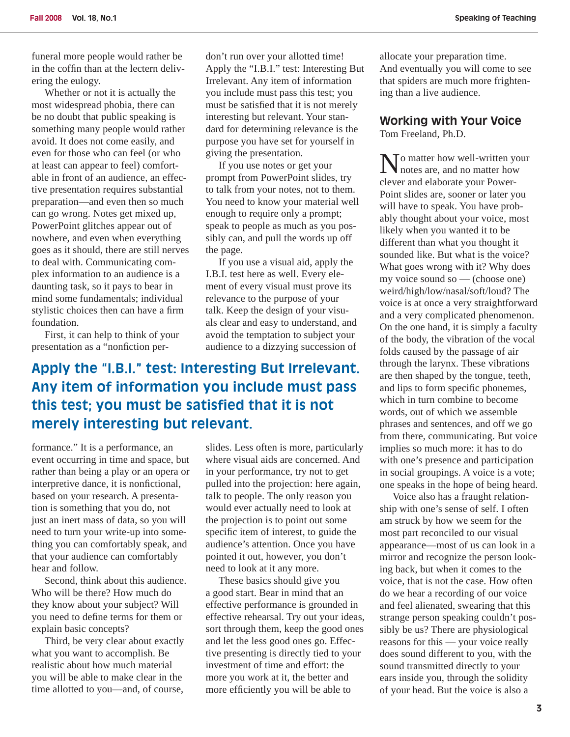funeral more people would rather be in the coffin than at the lectern delivering the eulogy.

Whether or not it is actually the most widespread phobia, there can be no doubt that public speaking is something many people would rather avoid. It does not come easily, and even for those who can feel (or who at least can appear to feel) comfortable in front of an audience, an effective presentation requires substantial preparation—and even then so much can go wrong. Notes get mixed up, PowerPoint glitches appear out of nowhere, and even when everything goes as it should, there are still nerves to deal with. Communicating complex information to an audience is a daunting task, so it pays to bear in mind some fundamentals; individual stylistic choices then can have a firm foundation.

First, it can help to think of your presentation as a "nonfiction performance." It is a performance, an event occurring in time and space, but rather than being a play or an opera or interpretive dance, it is nonfictional, based on your research. A presentation is something that you do, not just an inert mass of data, so you will need to turn your write-up into something you can comfortably speak, and that your audience can comfortably hear and follow.

Second, think about this audience. Who will be there? How much do they know about your subject? Will you need to define terms for them or explain basic concepts?

Third, be very clear about exactly what you want to accomplish. Be realistic about how much material you will be able to make clear in the time allotted to you—and, of course, don't run over your allotted time! Apply the "I.B.I." test: Interesting But Irrelevant. Any item of information you include must pass this test; you must be satisfied that it is not merely interesting but relevant. Your standard for determining relevance is the purpose you have set for yourself in giving the page.

If you use notes or get your prompt from PowerPoint slides, try to talk from your notes, not to them. You need to know your material well enough to require only a prompt; speak to people as much as you possibly can, and pull the words up off the page.

If you use a visual aid, apply the I.B.I. test here as well. Every element of every visual must prove its relevance to the purpose of your talk. Keep the design of your visuals clear and easy to understand, and avoid the temptation to subject your audience to a dizzying succession of slides. Less often is more, particularly where visual aids are concerned. And in your performance, try not to get pulled into the projection: here again, talk to people. The only reason you would ever actually need to look at the projection is to point out some specific item of interest, to guide the audience's attention. Once you have pointed it out, however, you don't need to look at it any more.

These basics should give you a good start. Bear in mind that an effective performance is grounded in effective rehearsal. Try out your ideas, sort through them, keep the good ones and let the less good ones go. Effective presenting is directly tied to your investment of time and effort: the more you work at it, the better and more efficiently you will be able to allocate your preparation time. And eventually you will come to see that spiders are much more frightening than a live audience.

> **Apply the "I.B.I." test: Interesting But Irrelevant. Any item of information you include must pass this test; you must be satisfied that it is not merely interesting but relevant.**

## Working with Your Voice

Tom Freeland, Ph.D.

No matter how well-written your notes are, and no matter how clever and elaborate your PowerPoint slides are, sooner or later you will have to speak. You have probably thought about your voice, most likely when you wanted it to be different than what you thought it sounded like. But what is the voice? What goes wrong with it? Why does my voice sound so — (choose one) weird/high/low/nasal/soft/loud? The voice is at once a very straightforward and a very complicated phenomenon. On the one hand, it is simply a faculty of the body, the vibration of the vocal folds caused by the passage of air through the larynx. These vibrations are then shaped by the tongue, teeth, and lips to form specific phonemes, which in turn combine to become words, out of which we assemble phrases and sentences, and off we go from there, communicating. But voice implies so much more: it has to do with one's presence and participation in social groupings. A voice is a vote; one speaks in the hope of being heard.

Voice also has a fraught relationship with one's sense of self. I often am struck by how we seem for the most part reconciled to our visual appearance—most of us can look in a mirror and recognize the person looking back, but when it comes to the voice, that is not the case. How often do we hear a recording of our voice and feel alienated, swearing that this strange person speaking couldn't possibly be us? There are physiological reasons for this — your voice really does sound different to you, with the sound transmitted directly to your ears inside you, through the solidity of your head. But the voice is also a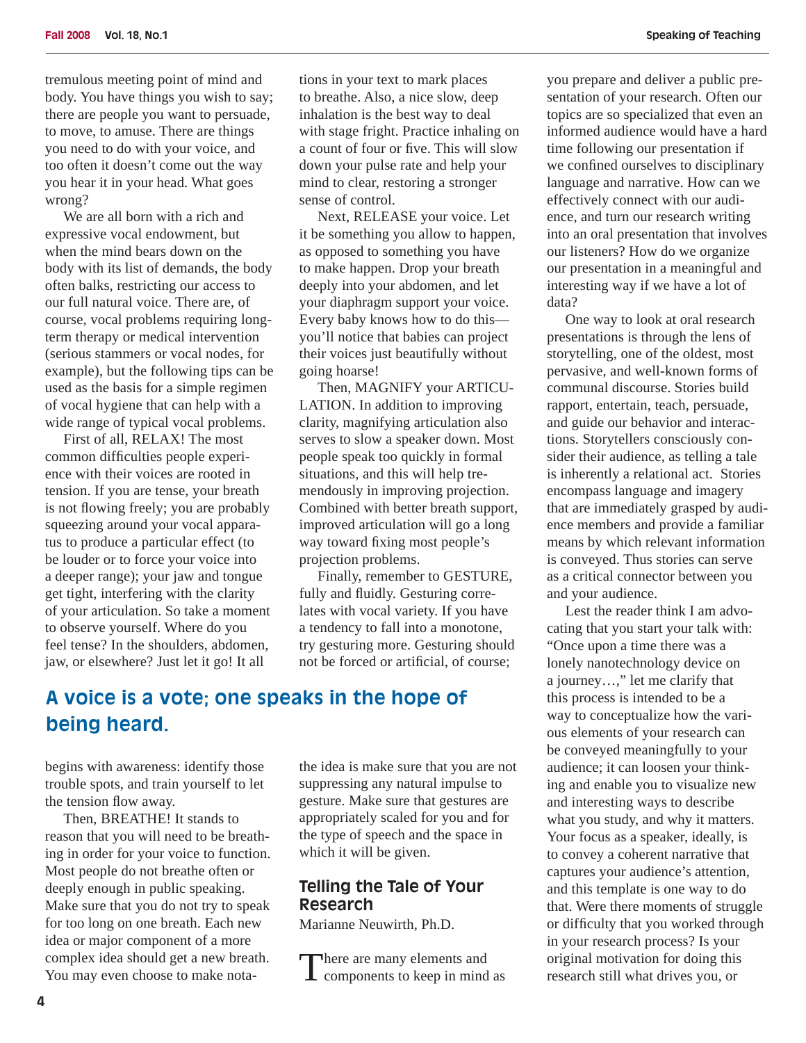tremulous meeting point of mind and body. You have things you wish to say; there are people you want to persuade, to move, to amuse. There are things you need to do with your voice, and too often it doesn't come out the way you hear it in your head. What goes wrong?

We are all born with a rich and expressive vocal endowment, but when the mind bears down on the body with its list of demands, the body often balks, restricting our access to our full natural voice. There are, of course, vocal problems requiring long-term therapy or medical intervention (serious stammers or vocal nodes, for example), but the following tips can be used as the basis for a simple regimen of vocal hygiene that can help with a wide range of typical vocal problems.

First of all, RELAX! The most common difficulties people experience with their voices are rooted in tension. If you are tense, your breath is not flowing freely; you are probably squeezing around your vocal apparatus to produce a particular effect (to be louder or to force your voice into a deeper range); your jaw and tongue get tight, interfering with the clarity of your articulation. So take a moment to observe yourself. Where do you feel tense? In the shoulders, abdomen, jaw, or elsewhere? Just let it go! It all begins with awareness: identify those trouble spots, and train yourself to let the tension flow away.

Then, BREATHE! It stands to reason that you will need to be breathing in order for your voice to function. Most people do not breathe often or deeply enough in public speaking. Make sure that you do not try to speak for too long on one breath. Each new idea or major component of a more complex idea should get a new breath. You may even choose to make notations in your text to mark places to breathe. Also, a nice slow, deep inhalation is the best way to deal with stage fright. Practice inhaling on a count of four or five. This will slow down your pulse rate and help your mind to clear, restoring a stronger sense of control.

Next, RELEASE your voice. Let it be something you allow to happen, as opposed to something you have to make happen. Drop your breath deeply into your abdomen, and let your diaphragm support your voice. Every baby knows how to do this—you'll notice that babies can project their voices just beautifully without going hoarse!

Then, MAGNIFY your ARTICULATION. In addition to improving clarity, magnifying articulation also serves to slow a speaker down. Most people speak too quickly in formal situations, and this will help tremendously in improving projection. Combined with better breath support, improved articulation will go a long way toward fixing most people's projection problems.

Finally, remember to GESTURE, fully and fluidly. Gesturing correlates with vocal variety. If you have a tendency to fall into a monotone, try gesturing more. Gesturing should not be forced or artificial, of course; the idea is make sure that you are not suppressing any natural impulse to gesture. Make sure that gestures are appropriately scaled for you and for the type of speech and the space in which it will be given.

> **A voice is a vote; one speaks in the hope of being heard.**

## Telling the Tale of Your Research

Marianne Neuwirth, Ph.D.

There are many elements and components to keep in mind as you prepare and deliver a public presentation of your research. Often our topics are so specialized that even an informed audience would have a hard time following our presentation if we confined ourselves to disciplinary language and narrative. How can we effectively connect with our audience, and turn our research writing into an oral presentation that involves our listeners? How do we organize our presentation in a meaningful and interesting way if we have a lot of data?

One way to look at oral research presentations is through the lens of storytelling, one of the oldest, most pervasive, and well-known forms of communal discourse. Stories build rapport, entertain, teach, persuade, and guide our behavior and interactions. Storytellers consciously consider their audience, as telling a tale is inherently a relational act. Stories encompass language and imagery that are immediately grasped by audience members and provide a familiar means by which relevant information is conveyed. Thus stories can serve as a critical connector between you and your audience.

Lest the reader think I am advocating that you start your talk with: "Once upon a time there was a lonely nanotechnology device on a journey…," let me clarify that this process is intended to be a way to conceptualize how the various elements of your research can be conveyed meaningfully to your audience; it can loosen your thinking and enable you to visualize new and interesting ways to describe what you study, and why it matters. Your focus as a speaker, ideally, is to convey a coherent narrative that captures your audience's attention, and this template is one way to do that. Were there moments of struggle or difficulty that you worked through in your research process? Is your original motivation for doing this research still what drives you, or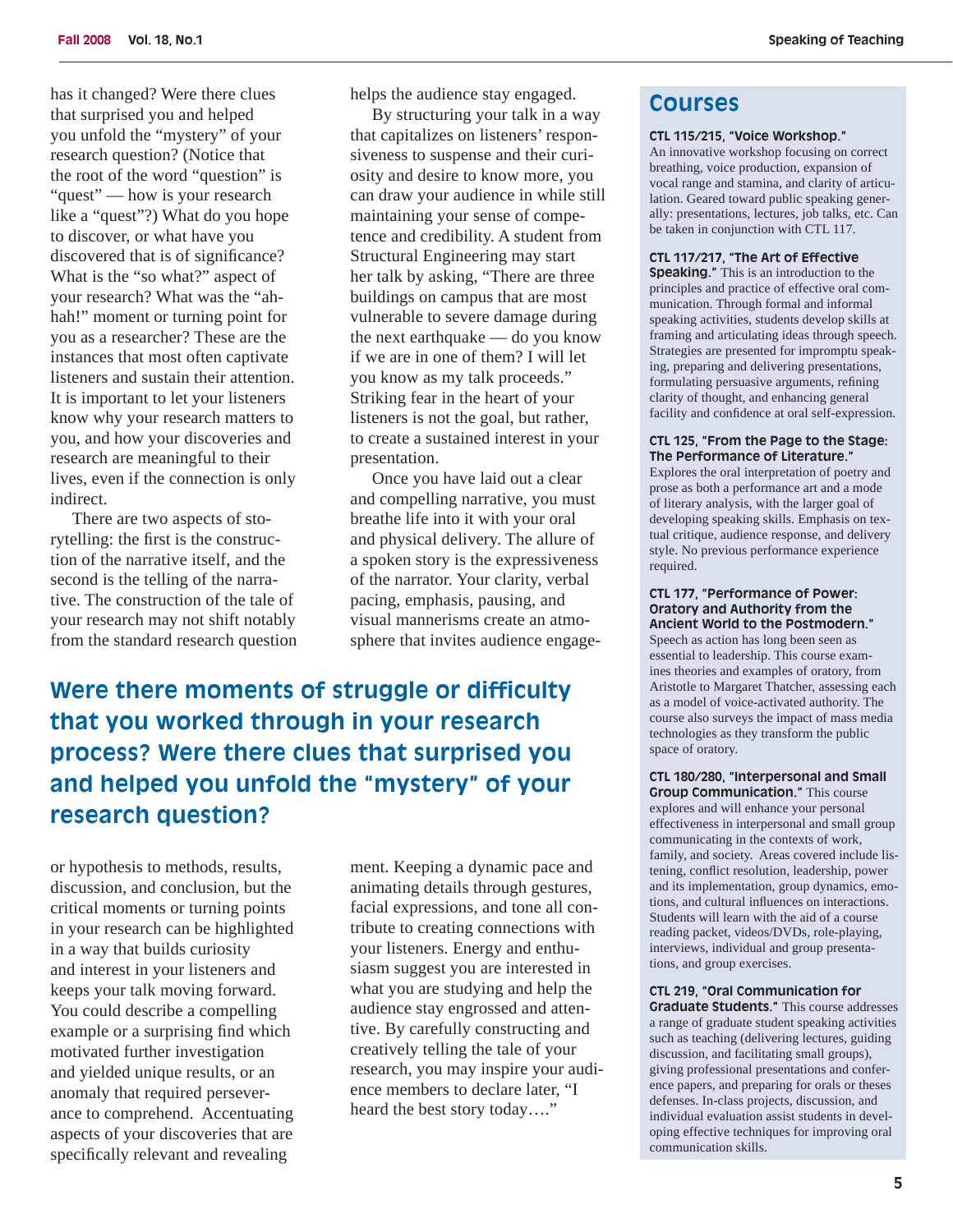has it changed? Were there clues that surprised you and helped you unfold the "mystery" of your research question? (Notice that the root of the word "question" is "quest" — how is your research like a "quest"?) What do you hope to discover, or what have you discovered that is of significance? What is the "so what?" aspect of your research? What was the "ah-hah!" moment or turning point for you as a researcher? These are the instances that most often captivate listeners and sustain their attention. It is important to let your listeners know why your research matters to you, and how your discoveries and research are meaningful to their lives, even if the connection is only indirect.

There are two aspects of storytelling: the first is the construction of the narrative itself, and the second is the telling of the narrative. The construction of the tale of your research may not shift notably from the standard research question or hypothesis to methods, results, discussion, and conclusion, but the critical moments or turning points in your research can be highlighted in a way that builds curiosity and interest in your listeners and keeps your talk moving forward. You could describe a compelling example or a surprising find which motivated further investigation and yielded unique results, or an anomaly that required perseverance to comprehend. Accentuating aspects of your discoveries that are specifically relevant and revealing helps the audience stay engaged.

By structuring your talk in a way that capitalizes on listeners' responsiveness to suspense and their curiosity and desire to know more, you can draw your audience in while still maintaining your sense of competence and credibility. A student from Structural Engineering may start her talk by asking, "There are three buildings on campus that are most vulnerable to severe damage during the next earthquake — do you know if we are in one of them? I will let you know as my talk proceeds." Striking fear in the heart of your listeners is not the goal, but rather, to create a sustained interest in your presentation.

Once you have laid out a clear and compelling narrative, you must breathe life into it with your oral and physical delivery. The allure of a spoken story is the expressiveness of the narrator. Your clarity, verbal pacing, emphasis, pausing, and visual mannerisms create an atmosphere that invites audience engagement. Keeping a dynamic pace and animating details through gestures, facial expressions, and tone all contribute to creating connections with your listeners. Energy and enthusiasm suggest you are interested in what you are studying and help the audience stay engrossed and attentive. By carefully constructing and creatively telling the tale of your research, you may inspire your audience members to declare later, "I heard the best story today…."

**Were there moments of struggle or difficulty that you worked through in your research process? Were there clues that surprised you and helped you unfold the "mystery" of your research question?**

## Courses

**CTL 115/215, "Voice Workshop."** An innovative workshop focusing on correct breathing, voice production, expansion of vocal range and stamina, and clarity of articulation. Geared toward public speaking generally: presentations, lectures, job talks, etc. Can be taken in conjunction with CTL 117.

**CTL 117/217, "The Art of Effective Speaking."** This is an introduction to the principles and practice of effective oral communication. Through formal and informal speaking activities, students develop skills at framing and articulating ideas through speech. Strategies are presented for impromptu speaking, preparing and delivering presentations, formulating persuasive arguments, refining clarity of thought, and enhancing general facility and confidence at oral self-expression.

**CTL 125, "From the Page to the Stage: The Performance of Literature."** Explores the oral interpretation of poetry and prose as both a performance art and a mode of literary analysis, with the larger goal of developing speaking skills. Emphasis on textual critique, audience response, and delivery style. No previous performance experience required.

**CTL 177, "Performance of Power: Oratory and Authority from the Ancient World to the Postmodern."** Speech as action has long been seen as essential to leadership. This course examines theories and examples of oratory, from Aristotle to Margaret Thatcher, assessing each as a model of voice-activated authority. The course also surveys the impact of mass media technologies as they transform the public space of oratory.

**CTL 180/280, "Interpersonal and Small Group Communication."** This course explores and will enhance your personal effectiveness in interpersonal and small group communicating in the contexts of work, family, and society. Areas covered include listening, conflict resolution, leadership, power and its implementation, group dynamics, emotions, and cultural influences on interactions. Students will learn with the aid of a course reading packet, videos/DVDs, role-playing, interviews, individual and group presentations, and group exercises.

**CTL 219, "Oral Communication for Graduate Students."** This course addresses a range of graduate student speaking activities such as teaching (delivering lectures, guiding discussion, and facilitating small groups), giving professional presentations and conference papers, and preparing for orals or theses defenses. In-class projects, discussion, and individual evaluation assist students in developing effective techniques for improving oral communication skills.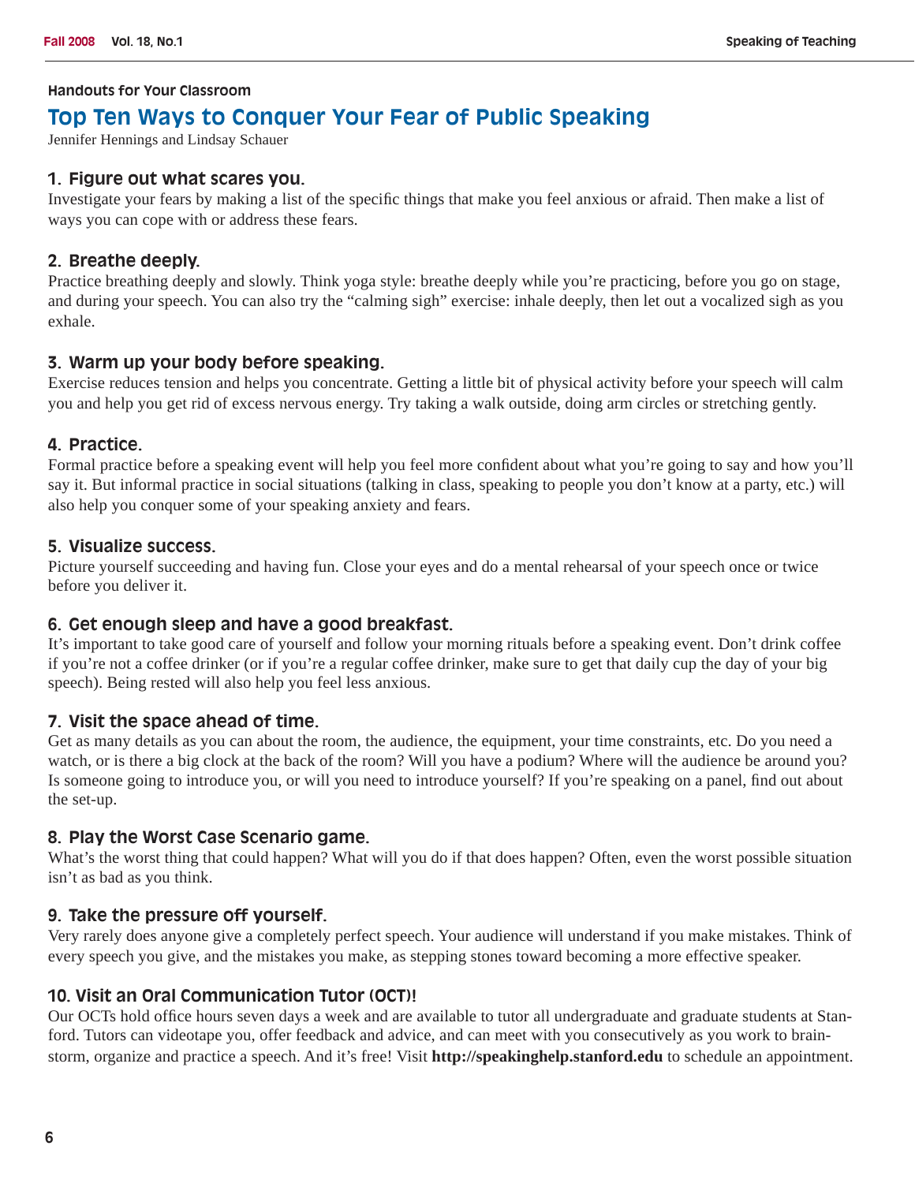Handouts for Your Classroom

# Top Ten Ways to Conquer Your Fear of Public Speaking

Jennifer Hennings and Lindsay Schauer

### 1. Figure out what scares you.

Investigate your fears by making a list of the specific things that make you feel anxious or afraid. Then make a list of ways you can cope with or address these fears.

### 2. Breathe deeply.

Practice breathing deeply and slowly. Think yoga style: breathe deeply while you're practicing, before you go on stage, and during your speech. You can also try the "calming sigh" exercise: inhale deeply, then let out a vocalized sigh as you exhale.

### 3. Warm up your body before speaking.

Exercise reduces tension and helps you concentrate. Getting a little bit of physical activity before your speech will calm you and help you get rid of excess nervous energy. Try taking a walk outside, doing arm circles or stretching gently.

### 4. Practice.

Formal practice before a speaking event will help you feel more confident about what you're going to say and how you'll say it. But informal practice in social situations (talking in class, speaking to people you don't know at a party, etc.) will also help you conquer some of your speaking anxiety and fears.

### 5. Visualize success.

Picture yourself succeeding and having fun. Close your eyes and do a mental rehearsal of your speech once or twice before you deliver it.

### 6. Get enough sleep and have a good breakfast.

It's important to take good care of yourself and follow your morning rituals before a speaking event. Don't drink coffee if you're not a coffee drinker (or if you're a regular coffee drinker, make sure to get that daily cup the day of your big speech). Being rested will also help you feel less anxious.

### 7. Visit the space ahead of time.

Get as many details as you can about the room, the audience, the equipment, your time constraints, etc. Do you need a watch, or is there a big clock at the back of the room? Will you have a podium? Where will the audience be around you? Is someone going to introduce you, or will you need to introduce yourself? If you're speaking on a panel, find out about the set-up.

### 8. Play the Worst Case Scenario game.

What's the worst thing that could happen? What will you do if that does happen? Often, even the worst possible situation isn't as bad as you think.

### 9. Take the pressure off yourself.

Very rarely does anyone give a completely perfect speech. Your audience will understand if you make mistakes. Think of every speech you give, and the mistakes you make, as stepping stones toward becoming a more effective speaker.

### 10. Visit an Oral Communication Tutor (OCT)!

Our OCTs hold office hours seven days a week and are available to tutor all undergraduate and graduate students at Stanford. Tutors can videotape you, offer feedback and advice, and can meet with you consecutively as you work to brainstorm, organize and practice a speech. And it's free! Visit **http://speakinghelp.stanford.edu** to schedule an appointment.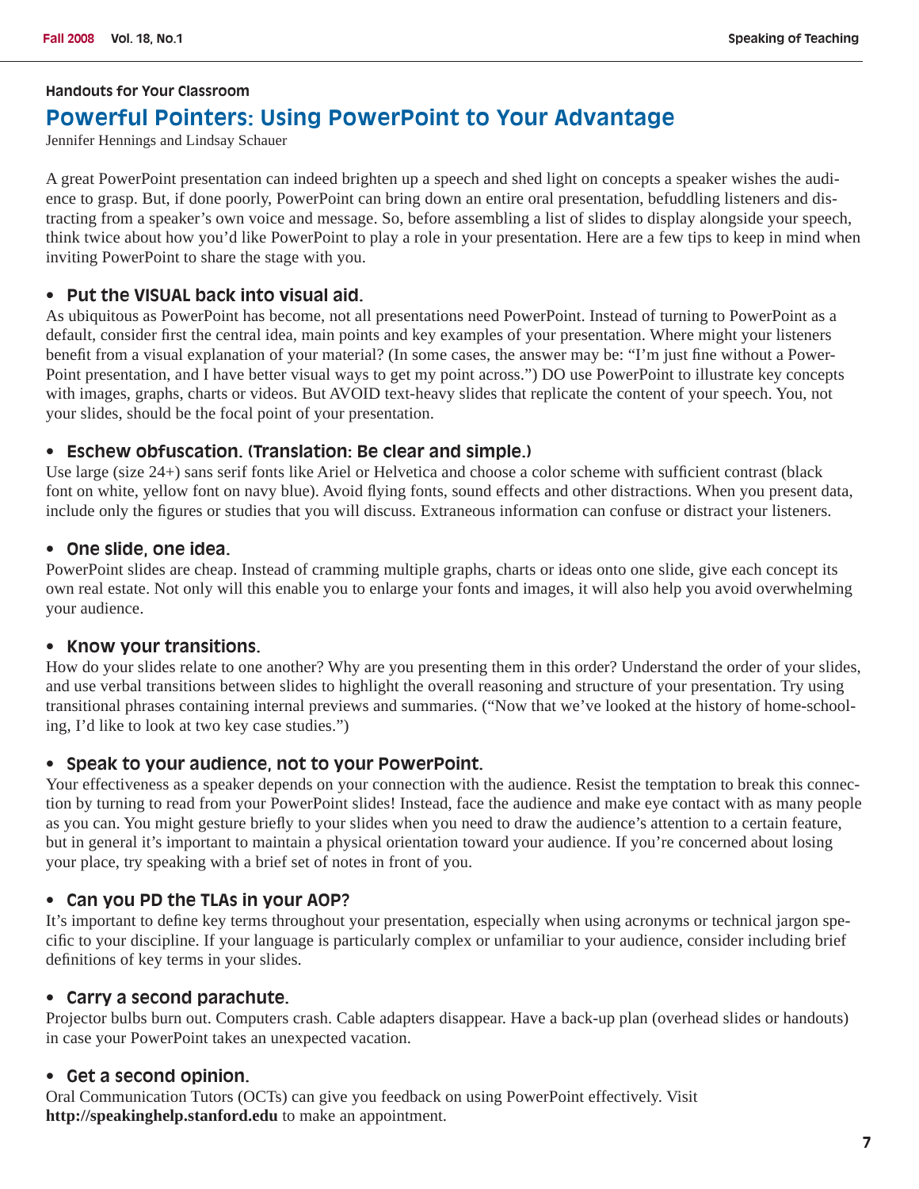Handouts for Your Classroom

# Powerful Pointers: Using PowerPoint to Your Advantage

Jennifer Hennings and Lindsay Schauer

A great PowerPoint presentation can indeed brighten up a speech and shed light on concepts a speaker wishes the audience to grasp. But, if done poorly, PowerPoint can bring down an entire oral presentation, befuddling listeners and distracting from a speaker's own voice and message. So, before assembling a list of slides to display alongside your speech, think twice about how you'd like PowerPoint to play a role in your presentation. Here are a few tips to keep in mind when inviting PowerPoint to share the stage with you.

- **Put the VISUAL back into visual aid.**

As ubiquitous as PowerPoint has become, not all presentations need PowerPoint. Instead of turning to PowerPoint as a default, consider first the central idea, main points and key examples of your presentation. Where might your listeners benefit from a visual explanation of your material? (In some cases, the answer may be: "I'm just fine without a PowerPoint presentation, and I have better visual ways to get my point across.") DO use PowerPoint to illustrate key concepts with images, graphs, charts or videos. But AVOID text-heavy slides that replicate the content of your speech. You, not your slides, should be the focal point of your presentation.

- **Eschew obfuscation. (Translation: Be clear and simple.)**

Use large (size 24+) sans serif fonts like Ariel or Helvetica and choose a color scheme with sufficient contrast (black font on white, yellow font on navy blue). Avoid flying fonts, sound effects and other distractions. When you present data, include only the figures or studies that you will discuss. Extraneous information can confuse or distract your listeners.

- **One slide, one idea.**

PowerPoint slides are cheap. Instead of cramming multiple graphs, charts or ideas onto one slide, give each concept its own real estate. Not only will this enable you to enlarge your fonts and images, it will also help you avoid overwhelming your audience.

- **Know your transitions.**

How do your slides relate to one another? Why are you presenting them in this order? Understand the order of your slides, and use verbal transitions between slides to highlight the overall reasoning and structure of your presentation. Try using transitional phrases containing internal previews and summaries. ("Now that we've looked at the history of home-schooling, I'd like to look at two key case studies.")

- **Speak to your audience, not to your PowerPoint.**

Your effectiveness as a speaker depends on your connection with the audience. Resist the temptation to break this connection by turning to read from your PowerPoint slides! Instead, face the audience and make eye contact with as many people as you can. You might gesture briefly to your slides when you need to draw the audience's attention to a certain feature, but in general it's important to maintain a physical orientation toward your audience. If you're concerned about losing your place, try speaking with a brief set of notes in front of you.

- **Can you PD the TLAs in your AOP?**

It's important to define key terms throughout your presentation, especially when using acronyms or technical jargon specific to your discipline. If your language is particularly complex or unfamiliar to your audience, consider including brief definitions of key terms in your slides.

- **Carry a second parachute.**

Projector bulbs burn out. Computers crash. Cable adapters disappear. Have a back-up plan (overhead slides or handouts) in case your PowerPoint takes an unexpected vacation.

- **Get a second opinion.**

Oral Communication Tutors (OCTs) can give you feedback on using PowerPoint effectively. Visit **http://speakinghelp.stanford.edu** to make an appointment.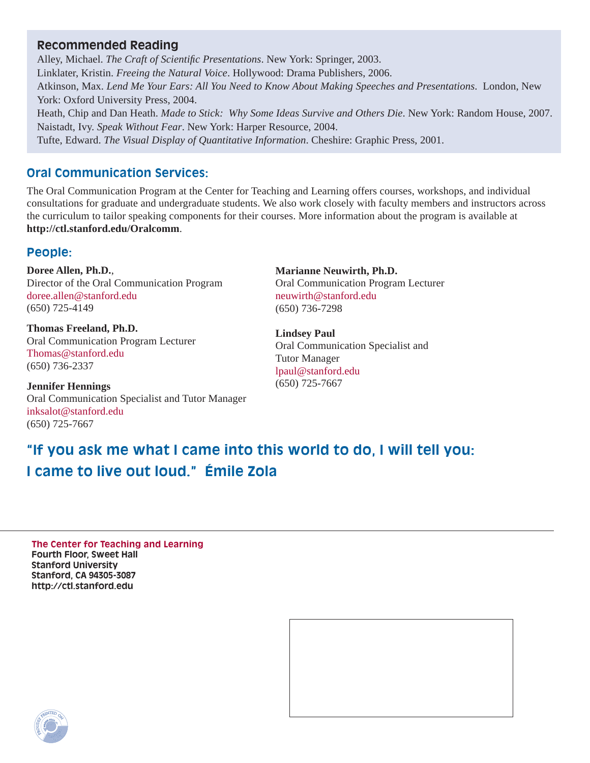## Recommended Reading

Alley, Michael. *The Craft of Scientific Presentations*. New York: Springer, 2003.
Linklater, Kristin. *Freeing the Natural Voice*. Hollywood: Drama Publishers, 2006.
Atkinson, Max. *Lend Me Your Ears: All You Need to Know About Making Speeches and Presentations*. London, New York: Oxford University Press, 2004.
Heath, Chip and Dan Heath. *Made to Stick: Why Some Ideas Survive and Others Die*. New York: Random House, 2007.
Naistadt, Ivy. *Speak Without Fear*. New York: Harper Resource, 2004.
Tufte, Edward. *The Visual Display of Quantitative Information*. Cheshire: Graphic Press, 2001.

## Oral Communication Services:

The Oral Communication Program at the Center for Teaching and Learning offers courses, workshops, and individual consultations for graduate and undergraduate students. We also work closely with faculty members and instructors across the curriculum to tailor speaking components for their courses. More information about the program is available at **http://ctl.stanford.edu/Oralcomm**.

## People:

**Doree Allen, Ph.D.**,
Director of the Oral Communication Program
doree.allen@stanford.edu
(650) 725-4149

**Thomas Freeland, Ph.D.**
Oral Communication Program Lecturer
Thomas@stanford.edu
(650) 736-2337

**Jennifer Hennings**
Oral Communication Specialist and Tutor Manager
inksalot@stanford.edu
(650) 725-7667

**Marianne Neuwirth, Ph.D.**
Oral Communication Program Lecturer
neuwirth@stanford.edu
(650) 736-7298

**Lindsey Paul**
Oral Communication Specialist and Tutor Manager
lpaul@stanford.edu
(650) 725-7667

## "If you ask me what I came into this world to do, I will tell you: I came to live out loud." Émile Zola

---

**The Center for Teaching and Learning**
**Fourth Floor, Sweet Hall**
**Stanford University**
**Stanford, CA 94305-3087**
**http://ctl.stanford.edu**